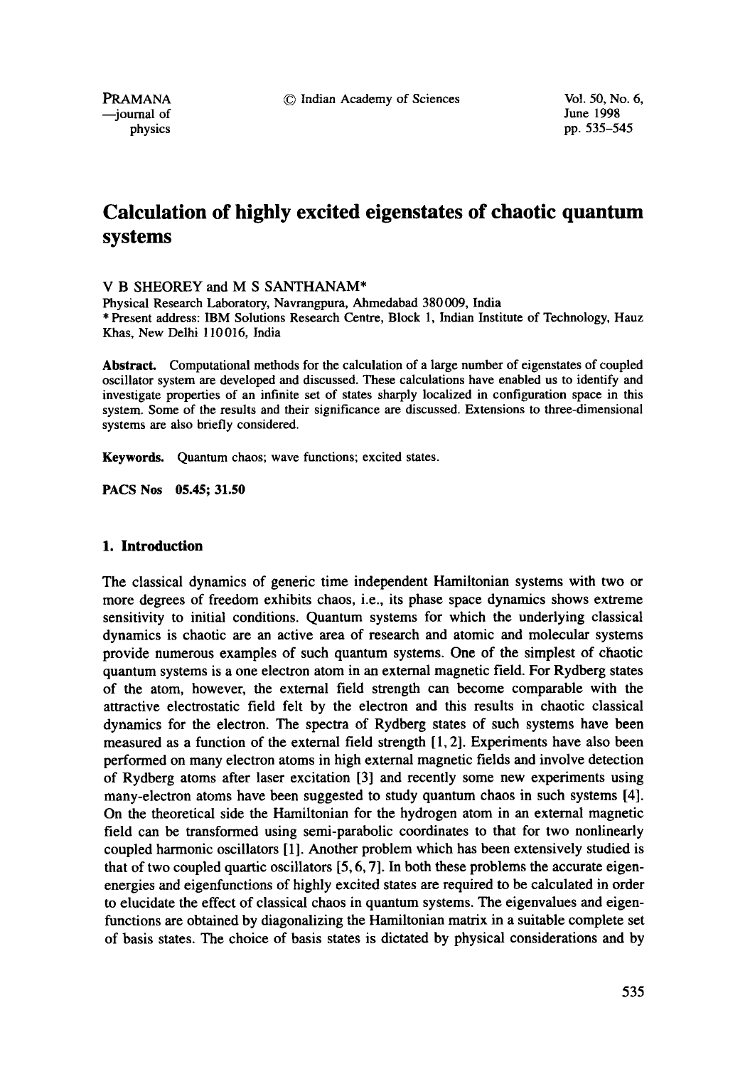# Calculation of highly excited eigenstates of chaotic quantum systems

V B SHEOREY and M S SANTHANAM*

Physical Research Laboratory, Navrangpura, Ahmedabad 380009, India

* Present address: IBM Solutions Research Centre, Block 1, Indian Institute of Technology, Hauz Khas, New Delhi 110016, India

**Abstract.** Computational methods for the calculation of a large number of eigenstates of coupled oscillator system are developed and discussed. These calculations have enabled us to identify and investigate properties of an infinite set of states sharply localized in configuration space in this system. Some of the results and their significance are discussed. Extensions to three-dimensional systems are also briefly considered.

**Keywords.** Quantum chaos; wave functions; excited states.

**PACS Nos 05.45; 31.50**

## 1. Introduction

The classical dynamics of generic time independent Hamiltonian systems with two or more degrees of freedom exhibits chaos, i.e., its phase space dynamics shows extreme sensitivity to initial conditions. Quantum systems for which the underlying classical dynamics is chaotic are an active area of research and atomic and molecular systems provide numerous examples of such quantum systems. One of the simplest of chaotic quantum systems is a one electron atom in an external magnetic field. For Rydberg states of the atom, however, the external field strength can become comparable with the attractive electrostatic field felt by the electron and this results in chaotic classical dynamics for the electron. The spectra of Rydberg states of such systems have been measured as a function of the external field strength [1, 2]. Experiments have also been performed on many electron atoms in high external magnetic fields and involve detection of Rydberg atoms after laser excitation [3] and recently some new experiments using many-electron atoms have been suggested to study quantum chaos in such systems [4]. On the theoretical side the Hamiltonian for the hydrogen atom in an external magnetic field can be transformed using semi-parabolic coordinates to that for two nonlinearly coupled harmonic oscillators [1]. Another problem which has been extensively studied is that of two coupled quartic oscillators [5, 6, 7]. In both these problems the accurate eigenenergies and eigenfunctions of highly excited states are required to be calculated in order to elucidate the effect of classical chaos in quantum systems. The eigenvalues and eigenfunctions are obtained by diagonalizing the Hamiltonian matrix in a suitable complete set of basis states. The choice of basis states is dictated by physical considerations and by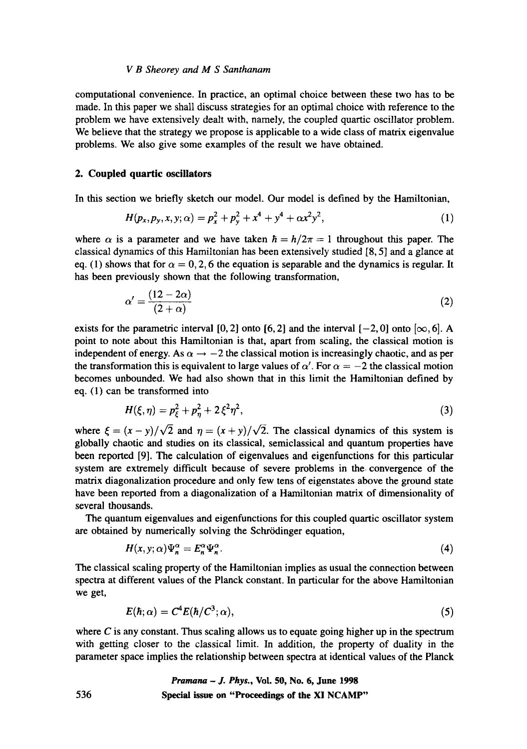computational convenience. In practice, an optimal choice between these two has to be made. In this paper we shall discuss strategies for an optimal choice with reference to the problem we have extensively dealt with, namely, the coupled quartic oscillator problem. We believe that the strategy we propose is applicable to a wide class of matrix eigenvalue problems. We also give some examples of the result we have obtained.

## 2. Coupled quartic oscillators

In this section we briefly sketch our model. Our model is defined by the Hamiltonian,

$$H(p_x, p_y, x, y; \alpha) = p_x^2 + p_y^2 + x^4 + y^4 + \alpha x^2 y^2, \tag{1}$$

where $\alpha$ is a parameter and we have taken $\hbar = h/2\pi = 1$ throughout this paper. The classical dynamics of this Hamiltonian has been extensively studied [8, 5] and a glance at eq. (1) shows that for $\alpha = 0, 2, 6$ the equation is separable and the dynamics is regular. It has been previously shown that the following transformation,

$$\alpha' = \frac{(12 - 2\alpha)}{(2 + \alpha)} \tag{2}$$

exists for the parametric interval $[0, 2]$ onto $[6, 2]$ and the interval $[-2, 0]$ onto $[\infty, 6]$. A point to note about this Hamiltonian is that, apart from scaling, the classical motion is independent of energy. As $\alpha \rightarrow -2$ the classical motion is increasingly chaotic, and as per the transformation this is equivalent to large values of $\alpha'$. For $\alpha = -2$ the classical motion becomes unbounded. We had also shown that in this limit the Hamiltonian defined by eq. (1) can be transformed into

$$H(\xi, \eta) = p_\xi^2 + p_\eta^2 + 2\xi^2\eta^2, \tag{3}$$

where $\xi = (x - y)/\sqrt{2}$ and $\eta = (x + y)/\sqrt{2}$. The classical dynamics of this system is globally chaotic and studies on its classical, semiclassical and quantum properties have been reported [9]. The calculation of eigenvalues and eigenfunctions for this particular system are extremely difficult because of severe problems in the convergence of the matrix diagonalization procedure and only few tens of eigenstates above the ground state have been reported from a diagonalization of a Hamiltonian matrix of dimensionality of several thousands.

The quantum eigenvalues and eigenfunctions for this coupled quartic oscillator system are obtained by numerically solving the Schrödinger equation,

$$H(x, y; \alpha)\Psi_n^\alpha = E_n^\alpha \Psi_n^\alpha. \tag{4}$$

The classical scaling property of the Hamiltonian implies as usual the connection between spectra at different values of the Planck constant. In particular for the above Hamiltonian we get,

$$E(\hbar; \alpha) = C^4 E(\hbar/C^3; \alpha), \tag{5}$$

where $C$ is any constant. Thus scaling allows us to equate going higher up in the spectrum with getting closer to the classical limit. In addition, the property of duality in the parameter space implies the relationship between spectra at identical values of the Planck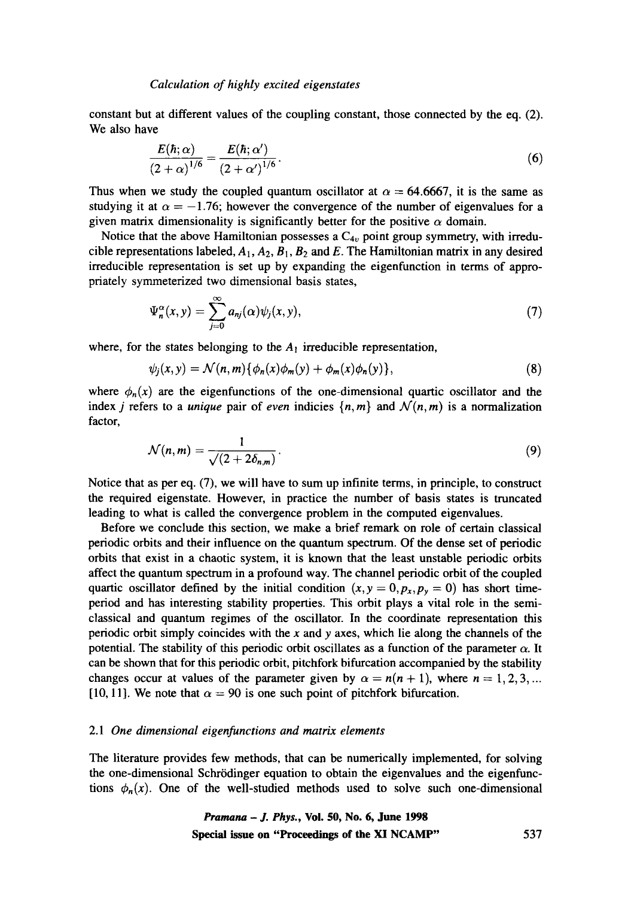constant but at different values of the coupling constant, those connected by the eq. (2). We also have

$$\frac{E(\hbar;\alpha)}{(2+\alpha)^{1/6}} = \frac{E(\hbar;\alpha')}{(2+\alpha')^{1/6}}. \tag{6}$$

Thus when we study the coupled quantum oscillator at $\alpha = 64.6667$, it is the same as studying it at $\alpha = -1.76$; however the convergence of the number of eigenvalues for a given matrix dimensionality is significantly better for the positive $\alpha$ domain.

Notice that the above Hamiltonian possesses a $C_{4v}$ point group symmetry, with irreducible representations labeled, $A_1, A_2, B_1, B_2$ and $E$. The Hamiltonian matrix in any desired irreducible representation is set up by expanding the eigenfunction in terms of appropriately symmeterized two dimensional basis states,

$$\Psi_n^{\alpha}(x,y) = \sum_{j=0}^{\infty} a_{nj}(\alpha)\psi_j(x,y), \tag{7}$$

where, for the states belonging to the $A_1$ irreducible representation,

$$\psi_j(x,y) = \mathcal{N}(n,m)\{\phi_n(x)\phi_m(y) + \phi_m(x)\phi_n(y)\}, \tag{8}$$

where $\phi_n(x)$ are the eigenfunctions of the one-dimensional quartic oscillator and the index $j$ refers to a *unique* pair of *even* indicies $\{n,m\}$ and $\mathcal{N}(n,m)$ is a normalization factor,

$$\mathcal{N}(n,m) = \frac{1}{\sqrt{(2+2\delta_{n,m})}}. \tag{9}$$

Notice that as per eq. (7), we will have to sum up infinite terms, in principle, to construct the required eigenstate. However, in practice the number of basis states is truncated leading to what is called the convergence problem in the computed eigenvalues.

Before we conclude this section, we make a brief remark on role of certain classical periodic orbits and their influence on the quantum spectrum. Of the dense set of periodic orbits that exist in a chaotic system, it is known that the least unstable periodic orbits affect the quantum spectrum in a profound way. The channel periodic orbit of the coupled quartic oscillator defined by the initial condition $(x, y = 0, p_x, p_y = 0)$ has short time-period and has interesting stability properties. This orbit plays a vital role in the semi-classical and quantum regimes of the oscillator. In the coordinate representation this periodic orbit simply coincides with the $x$ and $y$ axes, which lie along the channels of the potential. The stability of this periodic orbit oscillates as a function of the parameter $\alpha$. It can be shown that for this periodic orbit, pitchfork bifurcation accompanied by the stability changes occur at values of the parameter given by $\alpha = n(n+1)$, where $n = 1, 2, 3, \ldots$ [10, 11]. We note that $\alpha = 90$ is one such point of pitchfork bifurcation.

### 2.1 *One dimensional eigenfunctions and matrix elements*

The literature provides few methods, that can be numerically implemented, for solving the one-dimensional Schrödinger equation to obtain the eigenvalues and the eigenfunctions $\phi_n(x)$. One of the well-studied methods used to solve such one-dimensional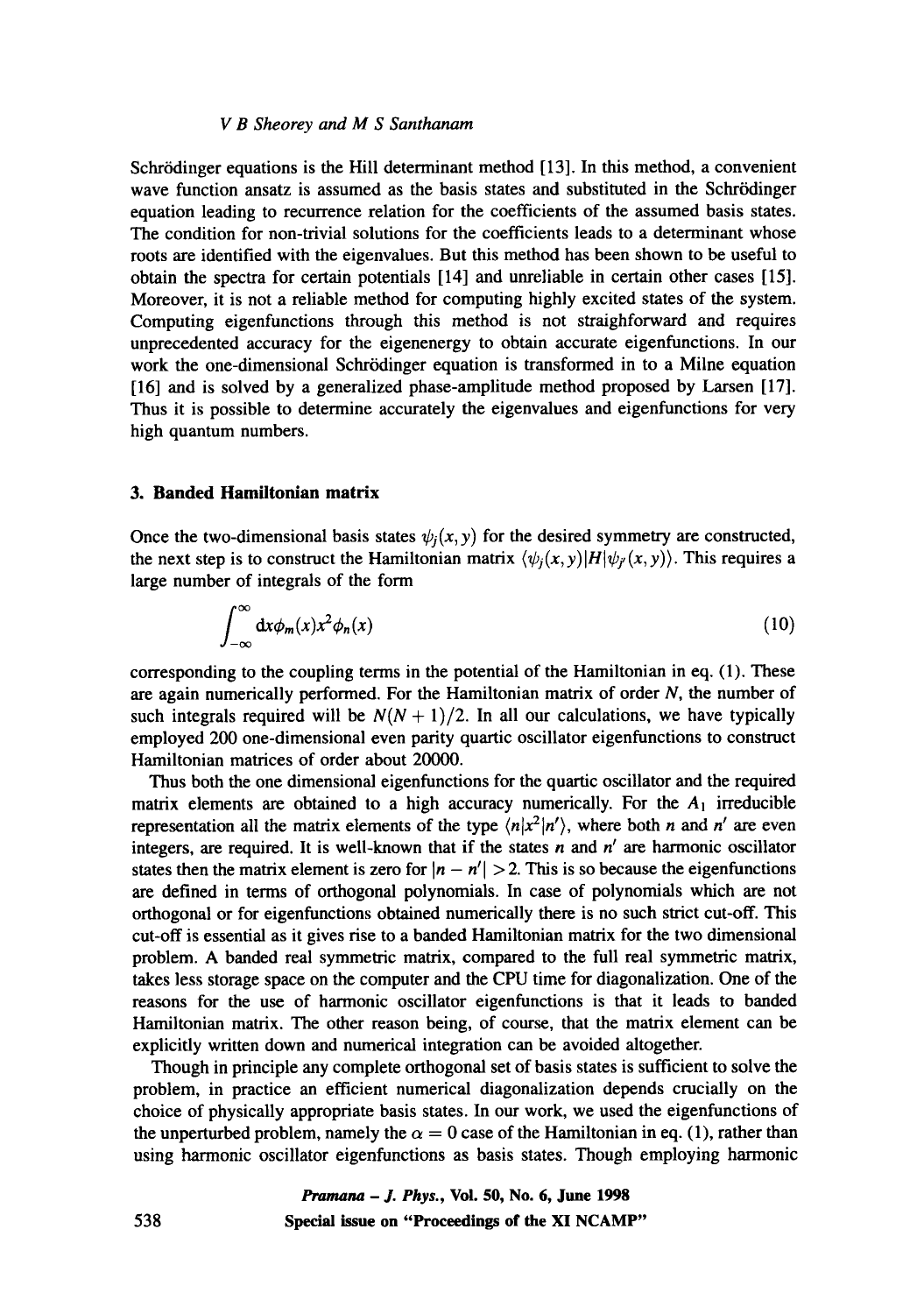Schrödinger equations is the Hill determinant method [13]. In this method, a convenient wave function ansatz is assumed as the basis states and substituted in the Schrödinger equation leading to recurrence relation for the coefficients of the assumed basis states. The condition for non-trivial solutions for the coefficients leads to a determinant whose roots are identified with the eigenvalues. But this method has been shown to be useful to obtain the spectra for certain potentials [14] and unreliable in certain other cases [15]. Moreover, it is not a reliable method for computing highly excited states of the system. Computing eigenfunctions through this method is not straighforward and requires unprecedented accuracy for the eigenenergy to obtain accurate eigenfunctions. In our work the one-dimensional Schrödinger equation is transformed in to a Milne equation [16] and is solved by a generalized phase-amplitude method proposed by Larsen [17]. Thus it is possible to determine accurately the eigenvalues and eigenfunctions for very high quantum numbers.

## 3. Banded Hamiltonian matrix

Once the two-dimensional basis states $\psi_j(x,y)$ for the desired symmetry are constructed, the next step is to construct the Hamiltonian matrix $\langle\psi_j(x,y)|H|\psi_{j'}(x,y)\rangle$. This requires a large number of integrals of the form

$$\int_{-\infty}^{\infty} \mathrm{d}x \phi_m(x) x^2 \phi_n(x) \tag{10}$$

corresponding to the coupling terms in the potential of the Hamiltonian in eq. (1). These are again numerically performed. For the Hamiltonian matrix of order $N$, the number of such integrals required will be $N(N+1)/2$. In all our calculations, we have typically employed 200 one-dimensional even parity quartic oscillator eigenfunctions to construct Hamiltonian matrices of order about 20000.

Thus both the one dimensional eigenfunctions for the quartic oscillator and the required matrix elements are obtained to a high accuracy numerically. For the $A_1$ irreducible representation all the matrix elements of the type $\langle n|x^2|n'\rangle$, where both $n$ and $n'$ are even integers, are required. It is well-known that if the states $n$ and $n'$ are harmonic oscillator states then the matrix element is zero for $|n-n'|>2$. This is so because the eigenfunctions are defined in terms of orthogonal polynomials. In case of polynomials which are not orthogonal or for eigenfunctions obtained numerically there is no such strict cut-off. This cut-off is essential as it gives rise to a banded Hamiltonian matrix for the two dimensional problem. A banded real symmetric matrix, compared to the full real symmetric matrix, takes less storage space on the computer and the CPU time for diagonalization. One of the reasons for the use of harmonic oscillator eigenfunctions is that it leads to banded Hamiltonian matrix. The other reason being, of course, that the matrix element can be explicitly written down and numerical integration can be avoided altogether.

Though in principle any complete orthogonal set of basis states is sufficient to solve the problem, in practice an efficient numerical diagonalization depends crucially on the choice of physically appropriate basis states. In our work, we used the eigenfunctions of the unperturbed problem, namely the $\alpha = 0$ case of the Hamiltonian in eq. (1), rather than using harmonic oscillator eigenfunctions as basis states. Though employing harmonic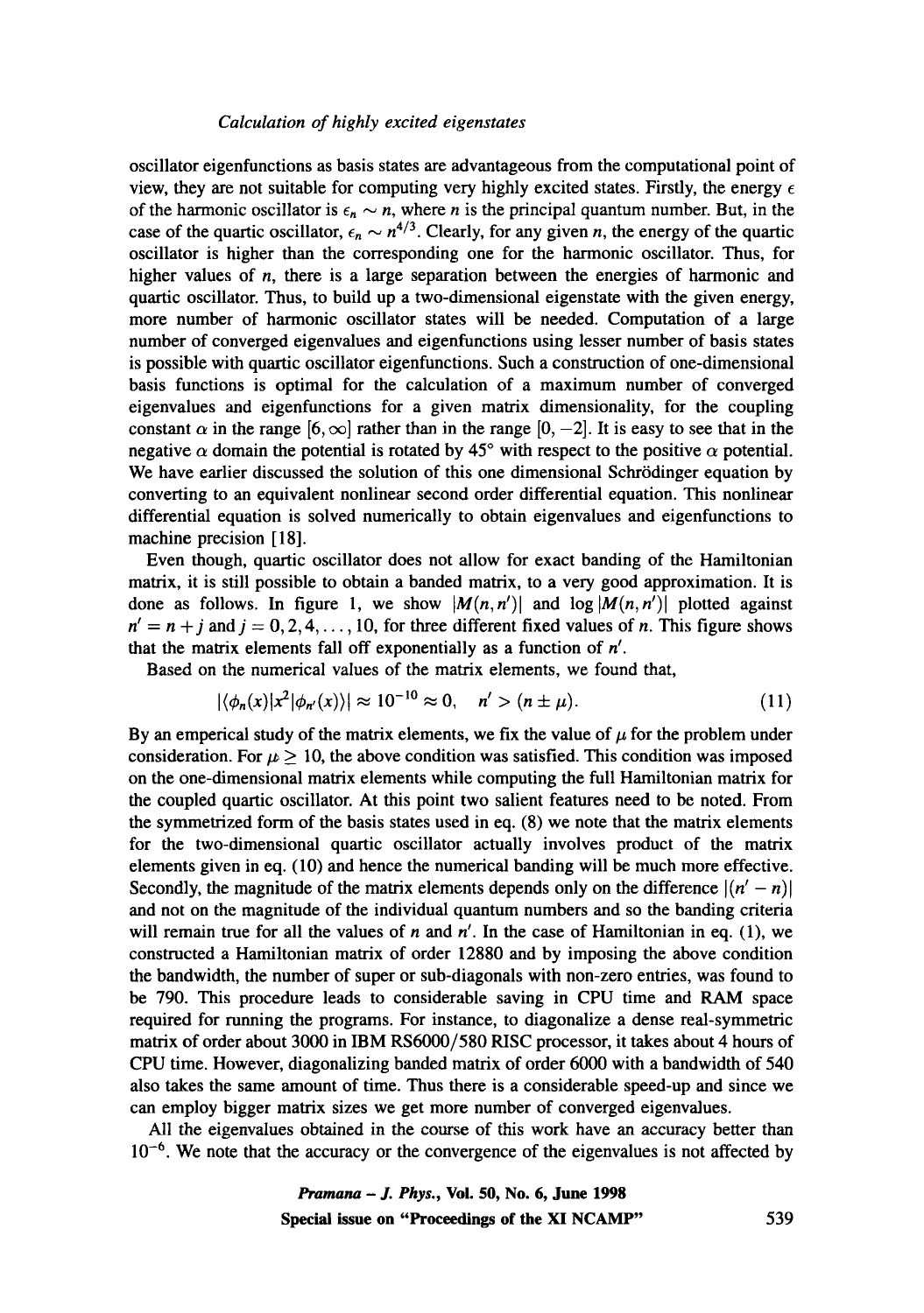oscillator eigenfunctions as basis states are advantageous from the computational point of view, they are not suitable for computing very highly excited states. Firstly, the energy $\epsilon$ of the harmonic oscillator is $\epsilon_n \sim n$, where $n$ is the principal quantum number. But, in the case of the quartic oscillator, $\epsilon_n \sim n^{4/3}$. Clearly, for any given $n$, the energy of the quartic oscillator is higher than the corresponding one for the harmonic oscillator. Thus, for higher values of $n$, there is a large separation between the energies of harmonic and quartic oscillator. Thus, to build up a two-dimensional eigenstate with the given energy, more number of harmonic oscillator states will be needed. Computation of a large number of converged eigenvalues and eigenfunctions using lesser number of basis states is possible with quartic oscillator eigenfunctions. Such a construction of one-dimensional basis functions is optimal for the calculation of a maximum number of converged eigenvalues and eigenfunctions for a given matrix dimensionality, for the coupling constant $\alpha$ in the range $[6, \infty]$ rather than in the range $[0, -2]$. It is easy to see that in the negative $\alpha$ domain the potential is rotated by 45° with respect to the positive $\alpha$ potential. We have earlier discussed the solution of this one dimensional Schrödinger equation by converting to an equivalent nonlinear second order differential equation. This nonlinear differential equation is solved numerically to obtain eigenvalues and eigenfunctions to machine precision [18].

Even though, quartic oscillator does not allow for exact banding of the Hamiltonian matrix, it is still possible to obtain a banded matrix, to a very good approximation. It is done as follows. In figure 1, we show $|M(n,n')|$ and $\log |M(n,n')|$ plotted against $n' = n + j$ and $j = 0, 2, 4, \ldots, 10$, for three different fixed values of $n$. This figure shows that the matrix elements fall off exponentially as a function of $n'$.

Based on the numerical values of the matrix elements, we found that,

$$|\langle \phi_n(x) | x^2 | \phi_{n'}(x) \rangle| \approx 10^{-10} \approx 0, \quad n' > (n \pm \mu). \tag{11}$$

By an emperical study of the matrix elements, we fix the value of $\mu$ for the problem under consideration. For $\mu \geq 10$, the above condition was satisfied. This condition was imposed on the one-dimensional matrix elements while computing the full Hamiltonian matrix for the coupled quartic oscillator. At this point two salient features need to be noted. From the symmetrized form of the basis states used in eq. (8) we note that the matrix elements for the two-dimensional quartic oscillator actually involves product of the matrix elements given in eq. (10) and hence the numerical banding will be much more effective. Secondly, the magnitude of the matrix elements depends only on the difference $|(n' - n)|$ and not on the magnitude of the individual quantum numbers and so the banding criteria will remain true for all the values of $n$ and $n'$. In the case of Hamiltonian in eq. (1), we constructed a Hamiltonian matrix of order 12880 and by imposing the above condition the bandwidth, the number of super or sub-diagonals with non-zero entries, was found to be 790. This procedure leads to considerable saving in CPU time and RAM space required for running the programs. For instance, to diagonalize a dense real-symmetric matrix of order about 3000 in IBM RS6000/580 RISC processor, it takes about 4 hours of CPU time. However, diagonalizing banded matrix of order 6000 with a bandwidth of 540 also takes the same amount of time. Thus there is a considerable speed-up and since we can employ bigger matrix sizes we get more number of converged eigenvalues.

All the eigenvalues obtained in the course of this work have an accuracy better than $10^{-6}$. We note that the accuracy or the convergence of the eigenvalues is not affected by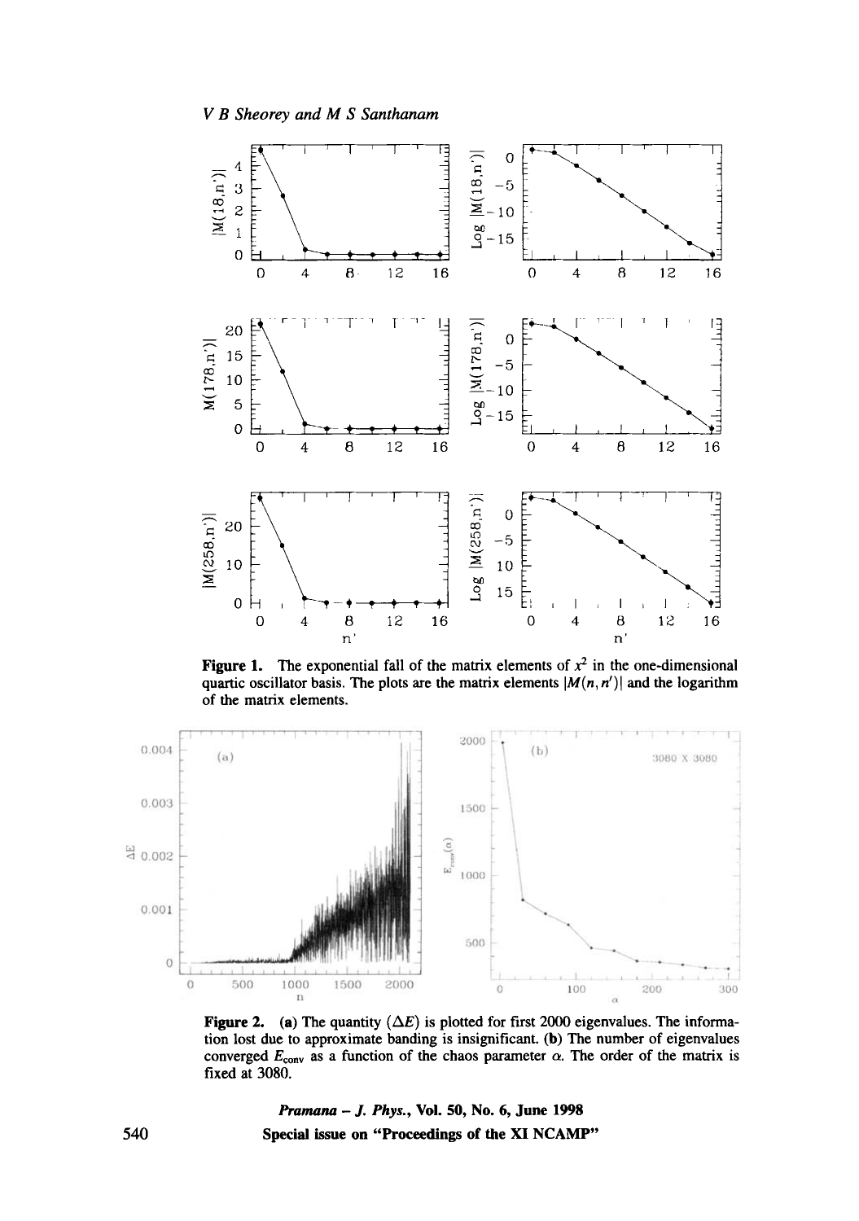**Figure 1.** The exponential fall of the matrix elements of $x^2$ in the one-dimensional quartic oscillator basis. The plots are the matrix elements $|M(n, n')|$ and the logarithm of the matrix elements.

**Figure 2.** **(a)** The quantity $(\Delta E)$ is plotted for first 2000 eigenvalues. The information lost due to approximate banding is insignificant. **(b)** The number of eigenvalues converged $E_{\text{conv}}$ as a function of the chaos parameter $\alpha$. The order of the matrix is fixed at 3080.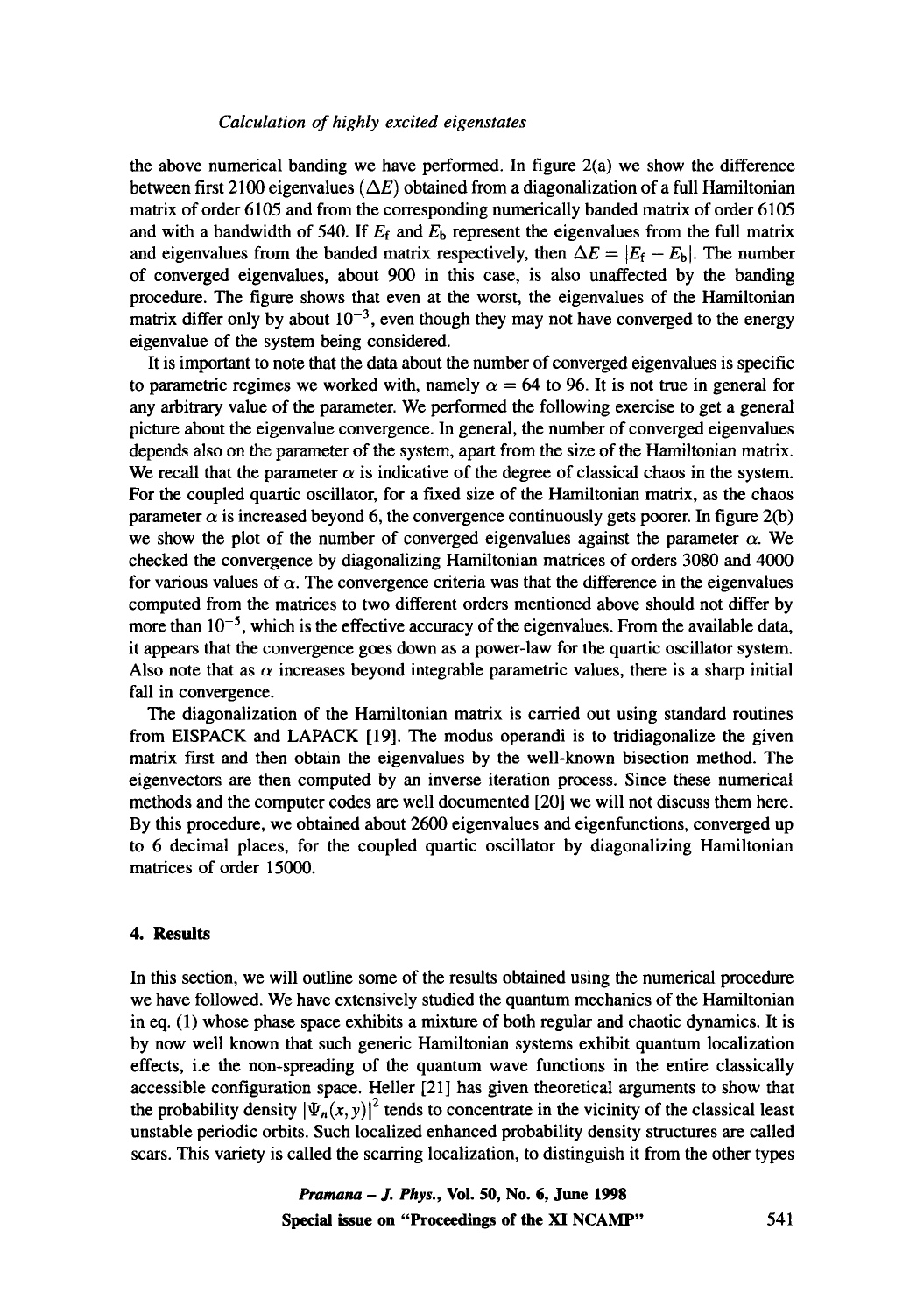the above numerical banding we have performed. In figure 2(a) we show the difference between first 2100 eigenvalues ($\Delta E$) obtained from a diagonalization of a full Hamiltonian matrix of order 6105 and from the corresponding numerically banded matrix of order 6105 and with a bandwidth of 540. If $E_{\mathrm{f}}$ and $E_{\mathrm{b}}$ represent the eigenvalues from the full matrix and eigenvalues from the banded matrix respectively, then $\Delta E = |E_{\mathrm{f}} - E_{\mathrm{b}}|$. The number of converged eigenvalues, about 900 in this case, is also unaffected by the banding procedure. The figure shows that even at the worst, the eigenvalues of the Hamiltonian matrix differ only by about $10^{-3}$, even though they may not have converged to the energy eigenvalue of the system being considered.

It is important to note that the data about the number of converged eigenvalues is specific to parametric regimes we worked with, namely $\alpha = 64$ to 96. It is not true in general for any arbitrary value of the parameter. We performed the following exercise to get a general picture about the eigenvalue convergence. In general, the number of converged eigenvalues depends also on the parameter of the system, apart from the size of the Hamiltonian matrix. We recall that the parameter $\alpha$ is indicative of the degree of classical chaos in the system. For the coupled quartic oscillator, for a fixed size of the Hamiltonian matrix, as the chaos parameter $\alpha$ is increased beyond 6, the convergence continuously gets poorer. In figure 2(b) we show the plot of the number of converged eigenvalues against the parameter $\alpha$. We checked the convergence by diagonalizing Hamiltonian matrices of orders 3080 and 4000 for various values of $\alpha$. The convergence criteria was that the difference in the eigenvalues computed from the matrices to two different orders mentioned above should not differ by more than $10^{-5}$, which is the effective accuracy of the eigenvalues. From the available data, it appears that the convergence goes down as a power-law for the quartic oscillator system. Also note that as $\alpha$ increases beyond integrable parametric values, there is a sharp initial fall in convergence.

The diagonalization of the Hamiltonian matrix is carried out using standard routines from EISPACK and LAPACK [19]. The modus operandi is to tridiagonalize the given matrix first and then obtain the eigenvalues by the well-known bisection method. The eigenvectors are then computed by an inverse iteration process. Since these numerical methods and the computer codes are well documented [20] we will not discuss them here. By this procedure, we obtained about 2600 eigenvalues and eigenfunctions, converged up to 6 decimal places, for the coupled quartic oscillator by diagonalizing Hamiltonian matrices of order 15000.

## 4. Results

In this section, we will outline some of the results obtained using the numerical procedure we have followed. We have extensively studied the quantum mechanics of the Hamiltonian in eq. (1) whose phase space exhibits a mixture of both regular and chaotic dynamics. It is by now well known that such generic Hamiltonian systems exhibit quantum localization effects, i.e the non-spreading of the quantum wave functions in the entire classically accessible configuration space. Heller [21] has given theoretical arguments to show that the probability density $|\Psi_n(x, y)|^2$ tends to concentrate in the vicinity of the classical least unstable periodic orbits. Such localized enhanced probability density structures are called scars. This variety is called the scarring localization, to distinguish it from the other types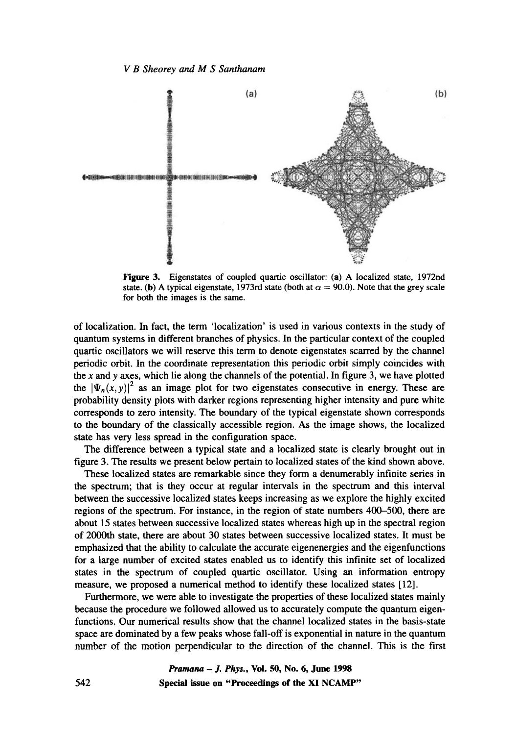**Figure 3.** Eigenstates of coupled quartic oscillator: (**a**) A localized state, 1972nd state. (**b**) A typical eigenstate, 1973rd state (both at $\alpha = 90.0$). Note that the grey scale for both the images is the same.

of localization. In fact, the term 'localization' is used in various contexts in the study of quantum systems in different branches of physics. In the particular context of the coupled quartic oscillators we will reserve this term to denote eigenstates scarred by the channel periodic orbit. In the coordinate representation this periodic orbit simply coincides with the $x$ and $y$ axes, which lie along the channels of the potential. In figure 3, we have plotted the $|\Psi_n(x, y)|^2$ as an image plot for two eigenstates consecutive in energy. These are probability density plots with darker regions representing higher intensity and pure white corresponds to zero intensity. The boundary of the typical eigenstate shown corresponds to the boundary of the classically accessible region. As the image shows, the localized state has very less spread in the configuration space.

The difference between a typical state and a localized state is clearly brought out in figure 3. The results we present below pertain to localized states of the kind shown above.

These localized states are remarkable since they form a denumerably infinite series in the spectrum; that is they occur at regular intervals in the spectrum and this interval between the successive localized states keeps increasing as we explore the highly excited regions of the spectrum. For instance, in the region of state numbers 400–500, there are about 15 states between successive localized states whereas high up in the spectral region of 2000th state, there are about 30 states between successive localized states. It must be emphasized that the ability to calculate the accurate eigenenergies and the eigenfunctions for a large number of excited states enabled us to identify this infinite set of localized states in the spectrum of coupled quartic oscillator. Using an information entropy measure, we proposed a numerical method to identify these localized states [12].

Furthermore, we were able to investigate the properties of these localized states mainly because the procedure we followed allowed us to accurately compute the quantum eigenfunctions. Our numerical results show that the channel localized states in the basis-state space are dominated by a few peaks whose fall-off is exponential in nature in the quantum number of the motion perpendicular to the direction of the channel. This is the first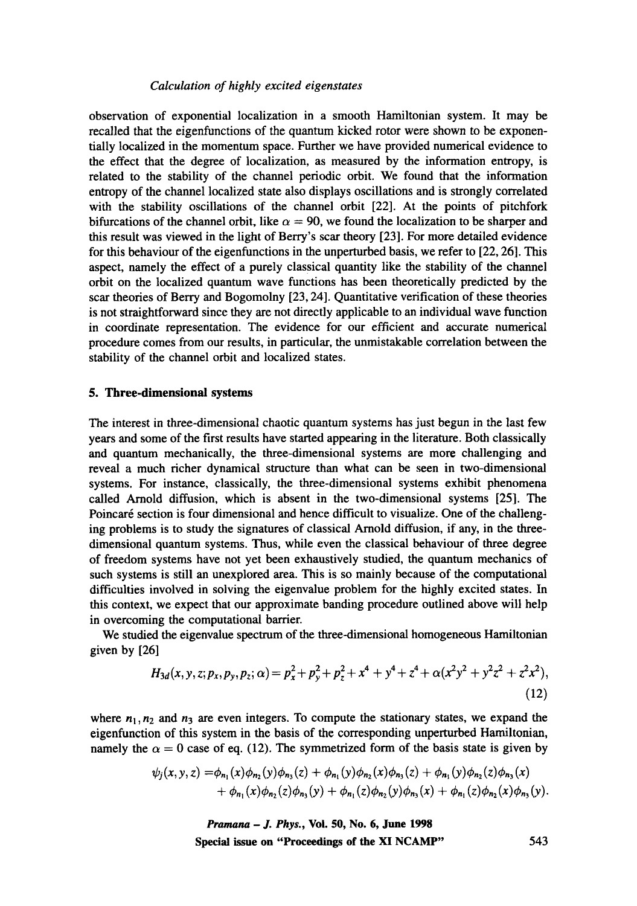observation of exponential localization in a smooth Hamiltonian system. It may be recalled that the eigenfunctions of the quantum kicked rotor were shown to be exponentially localized in the momentum space. Further we have provided numerical evidence to the effect that the degree of localization, as measured by the information entropy, is related to the stability of the channel periodic orbit. We found that the information entropy of the channel localized state also displays oscillations and is strongly correlated with the stability oscillations of the channel orbit [22]. At the points of pitchfork bifurcations of the channel orbit, like $\alpha = 90$, we found the localization to be sharper and this result was viewed in the light of Berry's scar theory [23]. For more detailed evidence for this behaviour of the eigenfunctions in the unperturbed basis, we refer to [22, 26]. This aspect, namely the effect of a purely classical quantity like the stability of the channel orbit on the localized quantum wave functions has been theoretically predicted by the scar theories of Berry and Bogomolny [23, 24]. Quantitative verification of these theories is not straightforward since they are not directly applicable to an individual wave function in coordinate representation. The evidence for our efficient and accurate numerical procedure comes from our results, in particular, the unmistakable correlation between the stability of the channel orbit and localized states.

## 5. Three-dimensional systems

The interest in three-dimensional chaotic quantum systems has just begun in the last few years and some of the first results have started appearing in the literature. Both classically and quantum mechanically, the three-dimensional systems are more challenging and reveal a much richer dynamical structure than what can be seen in two-dimensional systems. For instance, classically, the three-dimensional systems exhibit phenomena called Arnold diffusion, which is absent in the two-dimensional systems [25]. The Poincaré section is four dimensional and hence difficult to visualize. One of the challenging problems is to study the signatures of classical Arnold diffusion, if any, in the three-dimensional quantum systems. Thus, while even the classical behaviour of three degree of freedom systems have not yet been exhaustively studied, the quantum mechanics of such systems is still an unexplored area. This is so mainly because of the computational difficulties involved in solving the eigenvalue problem for the highly excited states. In this context, we expect that our approximate banding procedure outlined above will help in overcoming the computational barrier.

We studied the eigenvalue spectrum of the three-dimensional homogeneous Hamiltonian given by [26]

$$H_{3d}(x,y,z;p_x,p_y,p_z;\alpha) = p_x^2 + p_y^2 + p_z^2 + x^4 + y^4 + z^4 + \alpha(x^2y^2 + y^2z^2 + z^2x^2), \tag{12}$$

where $n_1, n_2$ and $n_3$ are even integers. To compute the stationary states, we expand the eigenfunction of this system in the basis of the corresponding unperturbed Hamiltonian, namely the $\alpha = 0$ case of eq. (12). The symmetrized form of the basis state is given by

$$\begin{aligned}\psi_j(x,y,z) =& \phi_{n_1}(x)\phi_{n_2}(y)\phi_{n_3}(z) + \phi_{n_1}(y)\phi_{n_2}(x)\phi_{n_3}(z) + \phi_{n_1}(y)\phi_{n_2}(z)\phi_{n_3}(x) \\ &+ \phi_{n_1}(x)\phi_{n_2}(z)\phi_{n_3}(y) + \phi_{n_1}(z)\phi_{n_2}(y)\phi_{n_3}(x) + \phi_{n_1}(z)\phi_{n_2}(x)\phi_{n_3}(y).\end{aligned}$$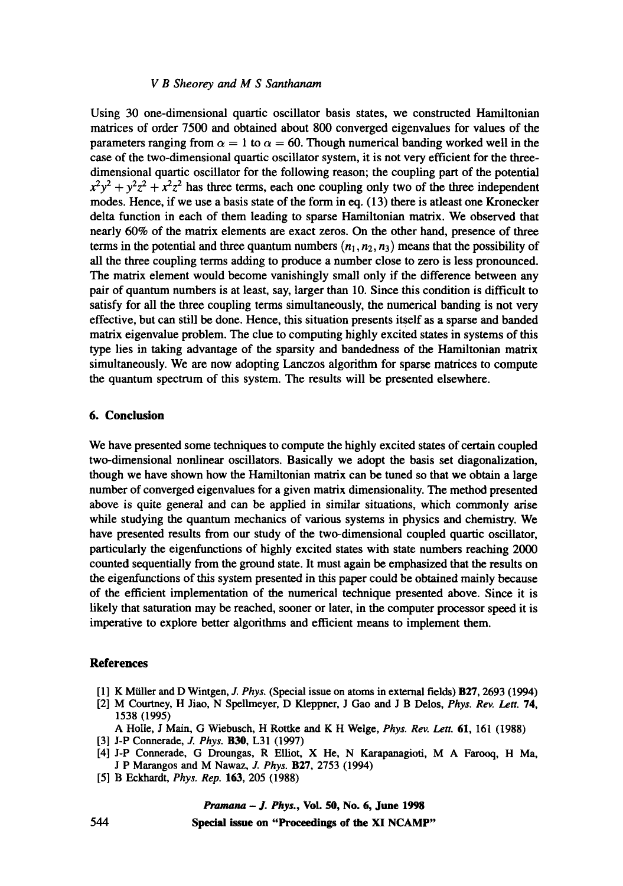Using 30 one-dimensional quartic oscillator basis states, we constructed Hamiltonian matrices of order 7500 and obtained about 800 converged eigenvalues for values of the parameters ranging from $\alpha = 1$ to $\alpha = 60$. Though numerical banding worked well in the case of the two-dimensional quartic oscillator system, it is not very efficient for the three-dimensional quartic oscillator for the following reason; the coupling part of the potential $x^2y^2 + y^2z^2 + x^2z^2$ has three terms, each one coupling only two of the three independent modes. Hence, if we use a basis state of the form in eq. (13) there is atleast one Kronecker delta function in each of them leading to sparse Hamiltonian matrix. We observed that nearly 60% of the matrix elements are exact zeros. On the other hand, presence of three terms in the potential and three quantum numbers $(n_1, n_2, n_3)$ means that the possibility of all the three coupling terms adding to produce a number close to zero is less pronounced. The matrix element would become vanishingly small only if the difference between any pair of quantum numbers is at least, say, larger than 10. Since this condition is difficult to satisfy for all the three coupling terms simultaneously, the numerical banding is not very effective, but can still be done. Hence, this situation presents itself as a sparse and banded matrix eigenvalue problem. The clue to computing highly excited states in systems of this type lies in taking advantage of the sparsity and bandedness of the Hamiltonian matrix simultaneously. We are now adopting Lanczos algorithm for sparse matrices to compute the quantum spectrum of this system. The results will be presented elsewhere.

## 6. Conclusion

We have presented some techniques to compute the highly excited states of certain coupled two-dimensional nonlinear oscillators. Basically we adopt the basis set diagonalization, though we have shown how the Hamiltonian matrix can be tuned so that we obtain a large number of converged eigenvalues for a given matrix dimensionality. The method presented above is quite general and can be applied in similar situations, which commonly arise while studying the quantum mechanics of various systems in physics and chemistry. We have presented results from our study of the two-dimensional coupled quartic oscillator, particularly the eigenfunctions of highly excited states with state numbers reaching 2000 counted sequentially from the ground state. It must again be emphasized that the results on the eigenfunctions of this system presented in this paper could be obtained mainly because of the efficient implementation of the numerical technique presented above. Since it is likely that saturation may be reached, sooner or later, in the computer processor speed it is imperative to explore better algorithms and efficient means to implement them.

## References

[1] K Müller and D Wintgen, *J. Phys.* (Special issue on atoms in external fields) **B27**, 2693 (1994)

[2] M Courtney, H Jiao, N Spellmeyer, D Kleppner, J Gao and J B Delos, *Phys. Rev. Lett.* **74**, 1538 (1995)
A Holle, J Main, G Wiebusch, H Rottke and K H Welge, *Phys. Rev. Lett.* **61**, 161 (1988)

[3] J-P Connerade, *J. Phys.* **B30**, L31 (1997)

[4] J-P Connerade, G Droungas, R Elliot, X He, N Karapanagioti, M A Farooq, H Ma, J P Marangos and M Nawaz, *J. Phys.* **B27**, 2753 (1994)

[5] B Eckhardt, *Phys. Rep.* **163**, 205 (1988)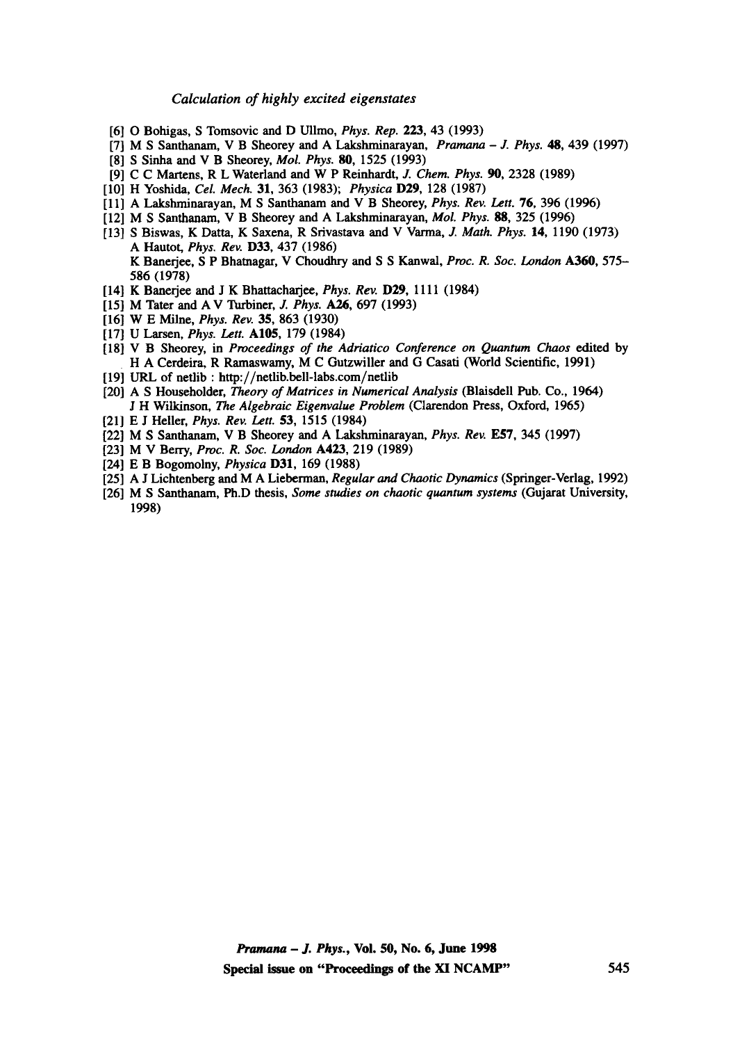[6] O Bohigas, S Tomsovic and D Ullmo, *Phys. Rep.* **223**, 43 (1993)
[7] M S Santhanam, V B Sheorey and A Lakshminarayan, *Pramana – J. Phys.* **48**, 439 (1997)
[8] S Sinha and V B Sheorey, *Mol. Phys.* **80**, 1525 (1993)
[9] C C Martens, R L Waterland and W P Reinhardt, *J. Chem. Phys.* **90**, 2328 (1989)
[10] H Yoshida, *Cel. Mech.* **31**, 363 (1983); *Physica* **D29**, 128 (1987)
[11] A Lakshminarayan, M S Santhanam and V B Sheorey, *Phys. Rev. Lett.* **76**, 396 (1996)
[12] M S Santhanam, V B Sheorey and A Lakshminarayan, *Mol. Phys.* **88**, 325 (1996)
[13] S Biswas, K Datta, K Saxena, R Srivastava and V Varma, *J. Math. Phys.* **14**, 1190 (1973)
A Hautot, *Phys. Rev.* **D33**, 437 (1986)
K Banerjee, S P Bhatnagar, V Choudhry and S S Kanwal, *Proc. R. Soc. London* **A360**, 575–586 (1978)
[14] K Banerjee and J K Bhattacharjee, *Phys. Rev.* **D29**, 1111 (1984)
[15] M Tater and A V Turbiner, *J. Phys.* **A26**, 697 (1993)
[16] W E Milne, *Phys. Rev.* **35**, 863 (1930)
[17] U Larsen, *Phys. Lett.* **A105**, 179 (1984)
[18] V B Sheorey, in *Proceedings of the Adriatico Conference on Quantum Chaos* edited by H A Cerdeira, R Ramaswamy, M C Gutzwiller and G Casati (World Scientific, 1991)
[19] URL of netlib : http://netlib.bell-labs.com/netlib
[20] A S Householder, *Theory of Matrices in Numerical Analysis* (Blaisdell Pub. Co., 1964)
J H Wilkinson, *The Algebraic Eigenvalue Problem* (Clarendon Press, Oxford, 1965)
[21] E J Heller, *Phys. Rev. Lett.* **53**, 1515 (1984)
[22] M S Santhanam, V B Sheorey and A Lakshminarayan, *Phys. Rev.* **E57**, 345 (1997)
[23] M V Berry, *Proc. R. Soc. London* **A423**, 219 (1989)
[24] E B Bogomolny, *Physica* **D31**, 169 (1988)
[25] A J Lichtenberg and M A Lieberman, *Regular and Chaotic Dynamics* (Springer-Verlag, 1992)
[26] M S Santhanam, Ph.D thesis, *Some studies on chaotic quantum systems* (Gujarat University, 1998)